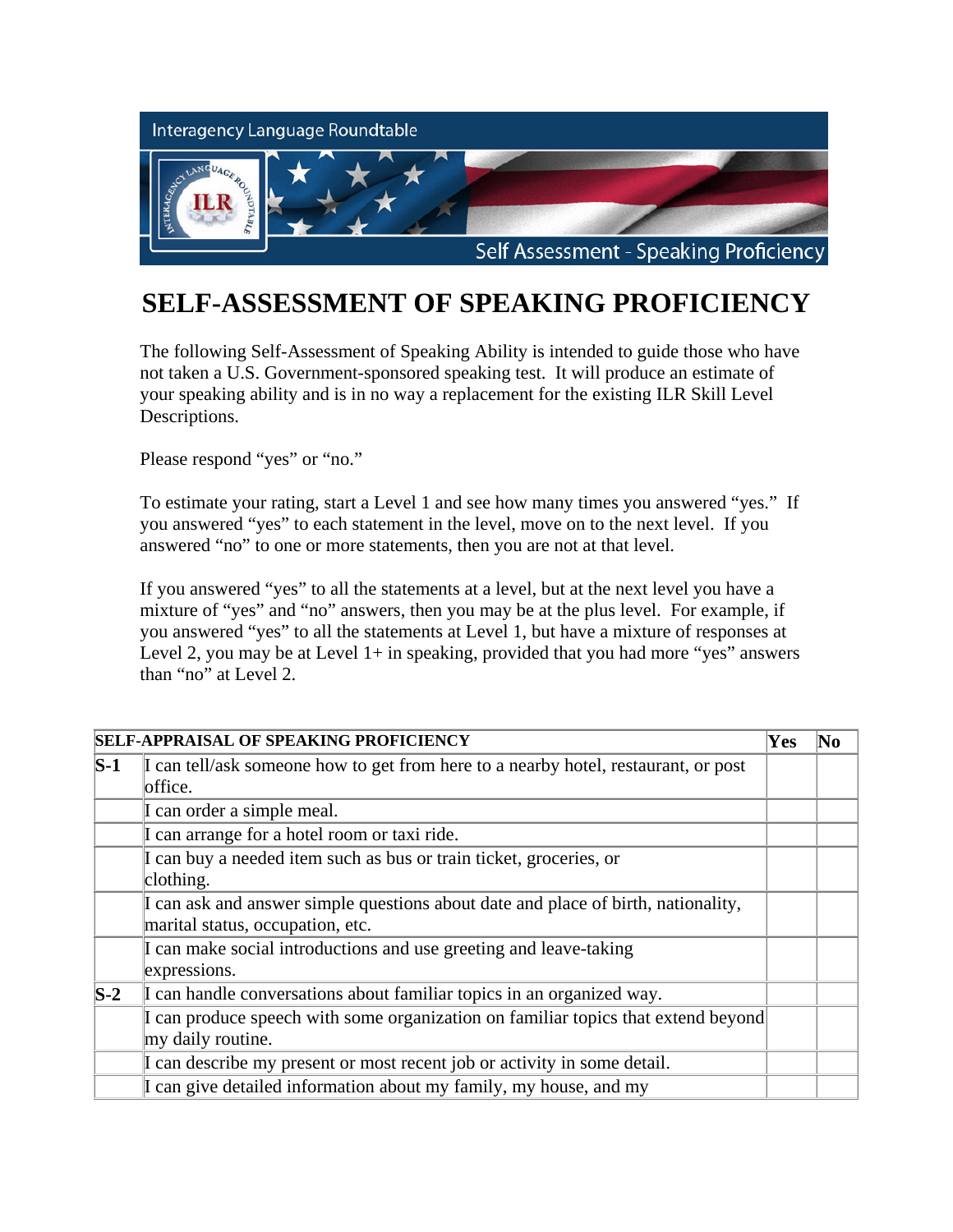Interagency Language Roundtable

Self Assessment - Speaking Proficiency

# SELF-ASSESSMENT OF SPEAKING PROFICIENCY

The following Self-Assessment of Speaking Ability is intended to guide those who have not taken a U.S. Government-sponsored speaking test. It will produce an estimate of your speaking ability and is in no way a replacement for the existing ILR Skill Level Descriptions.

Please respond "yes" or "no."

To estimate your rating, start a Level 1 and see how many times you answered "yes." If you answered "yes" to each statement in the level, move on to the next level. If you answered "no" to one or more statements, then you are not at that level.

If you answered "yes" to all the statements at a level, but at the next level you have a mixture of "yes" and "no" answers, then you may be at the plus level. For example, if you answered "yes" to all the statements at Level 1, but have a mixture of responses at Level 2, you may be at Level 1+ in speaking, provided that you had more "yes" answers than "no" at Level 2.

| **SELF-APPRAISAL OF SPEAKING PROFICIENCY** | | **Yes** | **No** |
|---|---|---|---|
| **S-1** | I can tell/ask someone how to get from here to a nearby hotel, restaurant, or post office. | | |
| | I can order a simple meal. | | |
| | I can arrange for a hotel room or taxi ride. | | |
| | I can buy a needed item such as bus or train ticket, groceries, or clothing. | | |
| | I can ask and answer simple questions about date and place of birth, nationality, marital status, occupation, etc. | | |
| | I can make social introductions and use greeting and leave-taking expressions. | | |
| **S-2** | I can handle conversations about familiar topics in an organized way. | | |
| | I can produce speech with some organization on familiar topics that extend beyond my daily routine. | | |
| | I can describe my present or most recent job or activity in some detail. | | |
| | I can give detailed information about my family, my house, and my | | |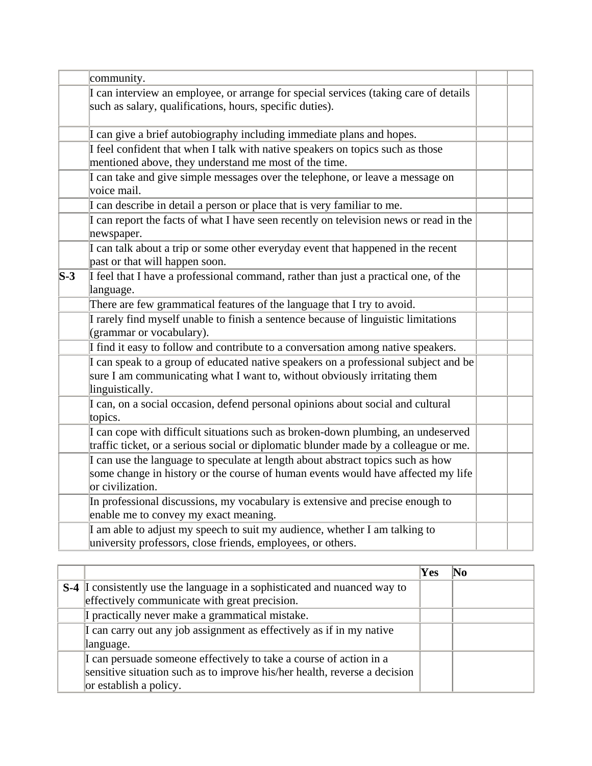| | | | |
|---|---|---|---|
| | community. | | |
| | I can interview an employee, or arrange for special services (taking care of details such as salary, qualifications, hours, specific duties). | | |
| | I can give a brief autobiography including immediate plans and hopes. | | |
| | I feel confident that when I talk with native speakers on topics such as those mentioned above, they understand me most of the time. | | |
| | I can take and give simple messages over the telephone, or leave a message on voice mail. | | |
| | I can describe in detail a person or place that is very familiar to me. | | |
| | I can report the facts of what I have seen recently on television news or read in the newspaper. | | |
| | I can talk about a trip or some other everyday event that happened in the recent past or that will happen soon. | | |
| **S-3** | I feel that I have a professional command, rather than just a practical one, of the language. | | |
| | There are few grammatical features of the language that I try to avoid. | | |
| | I rarely find myself unable to finish a sentence because of linguistic limitations (grammar or vocabulary). | | |
| | I find it easy to follow and contribute to a conversation among native speakers. | | |
| | I can speak to a group of educated native speakers on a professional subject and be sure I am communicating what I want to, without obviously irritating them linguistically. | | |
| | I can, on a social occasion, defend personal opinions about social and cultural topics. | | |
| | I can cope with difficult situations such as broken-down plumbing, an undeserved traffic ticket, or a serious social or diplomatic blunder made by a colleague or me. | | |
| | I can use the language to speculate at length about abstract topics such as how some change in history or the course of human events would have affected my life or civilization. | | |
| | In professional discussions, my vocabulary is extensive and precise enough to enable me to convey my exact meaning. | | |
| | I am able to adjust my speech to suit my audience, whether I am talking to university professors, close friends, employees, or others. | | |

| | | **Yes** | **No** |
|---|---|---|---|
| **S-4** | I consistently use the language in a sophisticated and nuanced way to effectively communicate with great precision. | | |
| | I practically never make a grammatical mistake. | | |
| | I can carry out any job assignment as effectively as if in my native language. | | |
| | I can persuade someone effectively to take a course of action in a sensitive situation such as to improve his/her health, reverse a decision or establish a policy. | | |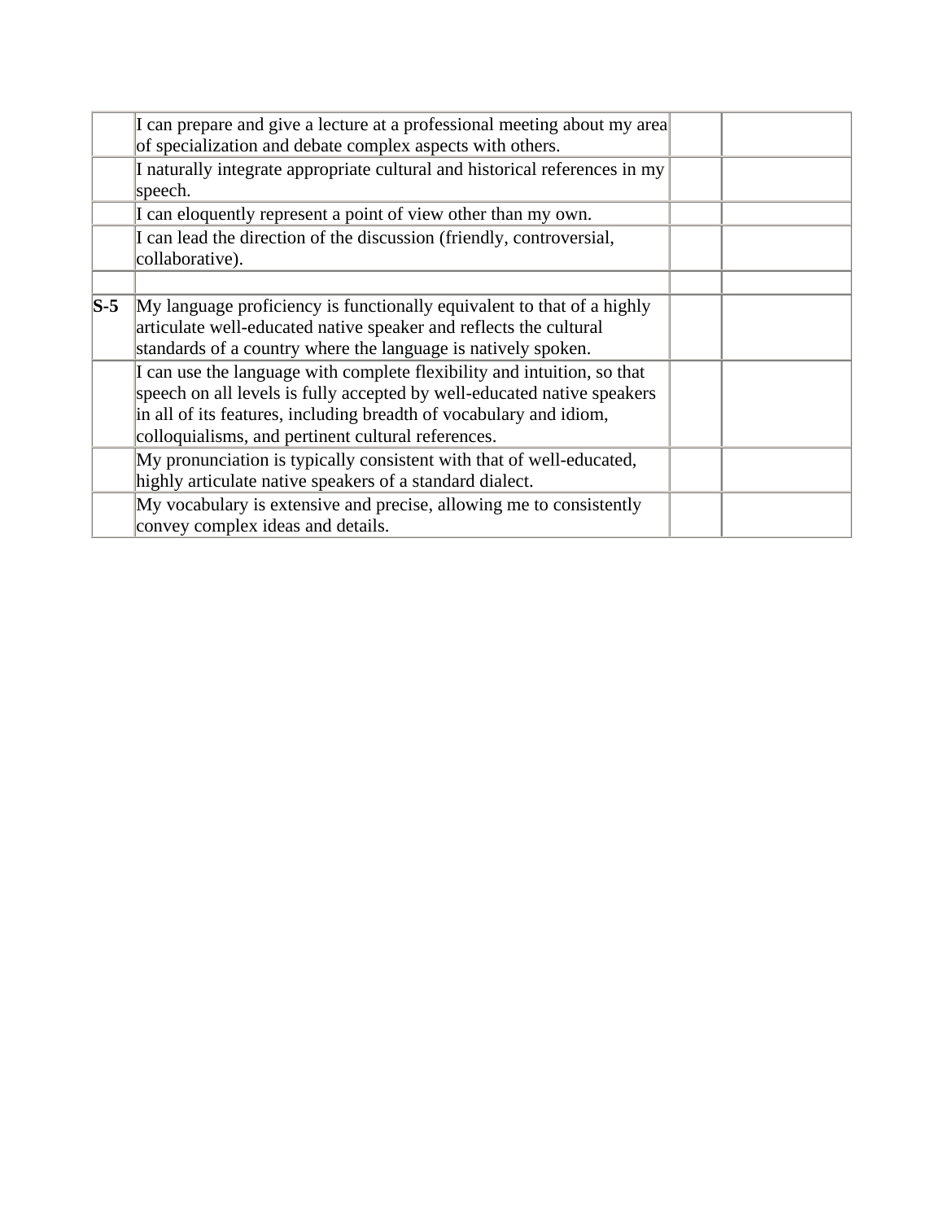| | | | |
|---|---|---|---|
| | I can prepare and give a lecture at a professional meeting about my area of specialization and debate complex aspects with others. | | |
| | I naturally integrate appropriate cultural and historical references in my speech. | | |
| | I can eloquently represent a point of view other than my own. | | |
| | I can lead the direction of the discussion (friendly, controversial, collaborative). | | |
| | | | |
| **S-5** | My language proficiency is functionally equivalent to that of a highly articulate well-educated native speaker and reflects the cultural standards of a country where the language is natively spoken. | | |
| | I can use the language with complete flexibility and intuition, so that speech on all levels is fully accepted by well-educated native speakers in all of its features, including breadth of vocabulary and idiom, colloquialisms, and pertinent cultural references. | | |
| | My pronunciation is typically consistent with that of well-educated, highly articulate native speakers of a standard dialect. | | |
| | My vocabulary is extensive and precise, allowing me to consistently convey complex ideas and details. | | |